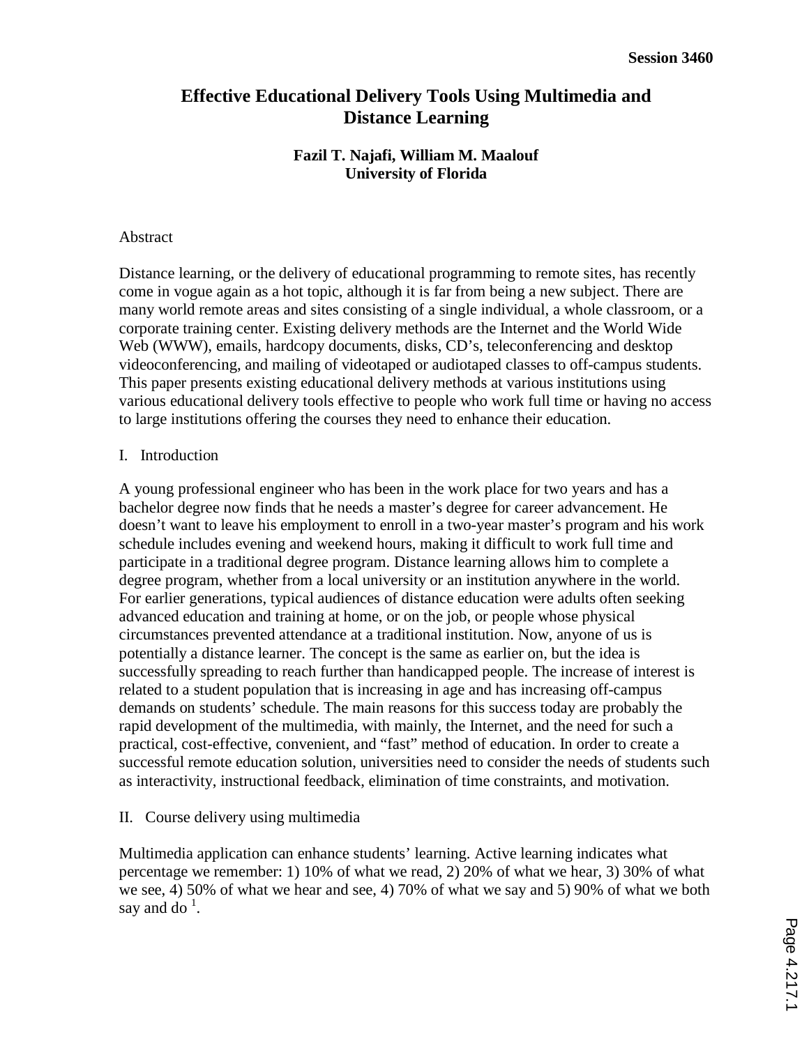# Effective Educational Delivery Tools Using Multimedia and Distance Learning

**Fazil T. Najafi, William M. Maalouf**
**University of Florida**

## Abstract

Distance learning, or the delivery of educational programming to remote sites, has recently come in vogue again as a hot topic, although it is far from being a new subject. There are many world remote areas and sites consisting of a single individual, a whole classroom, or a corporate training center. Existing delivery methods are the Internet and the World Wide Web (WWW), emails, hardcopy documents, disks, CD's, teleconferencing and desktop videoconferencing, and mailing of videotaped or audiotaped classes to off-campus students. This paper presents existing educational delivery methods at various institutions using various educational delivery tools effective to people who work full time or having no access to large institutions offering the courses they need to enhance their education.

## I. Introduction

A young professional engineer who has been in the work place for two years and has a bachelor degree now finds that he needs a master's degree for career advancement. He doesn't want to leave his employment to enroll in a two-year master's program and his work schedule includes evening and weekend hours, making it difficult to work full time and participate in a traditional degree program. Distance learning allows him to complete a degree program, whether from a local university or an institution anywhere in the world. For earlier generations, typical audiences of distance education were adults often seeking advanced education and training at home, or on the job, or people whose physical circumstances prevented attendance at a traditional institution. Now, anyone of us is potentially a distance learner. The concept is the same as earlier on, but the idea is successfully spreading to reach further than handicapped people. The increase of interest is related to a student population that is increasing in age and has increasing off-campus demands on students' schedule. The main reasons for this success today are probably the rapid development of the multimedia, with mainly, the Internet, and the need for such a practical, cost-effective, convenient, and "fast" method of education. In order to create a successful remote education solution, universities need to consider the needs of students such as interactivity, instructional feedback, elimination of time constraints, and motivation.

## II. Course delivery using multimedia

Multimedia application can enhance students' learning. Active learning indicates what percentage we remember: 1) 10% of what we read, 2) 20% of what we hear, 3) 30% of what we see, 4) 50% of what we hear and see, 4) 70% of what we say and 5) 90% of what we both say and do [1].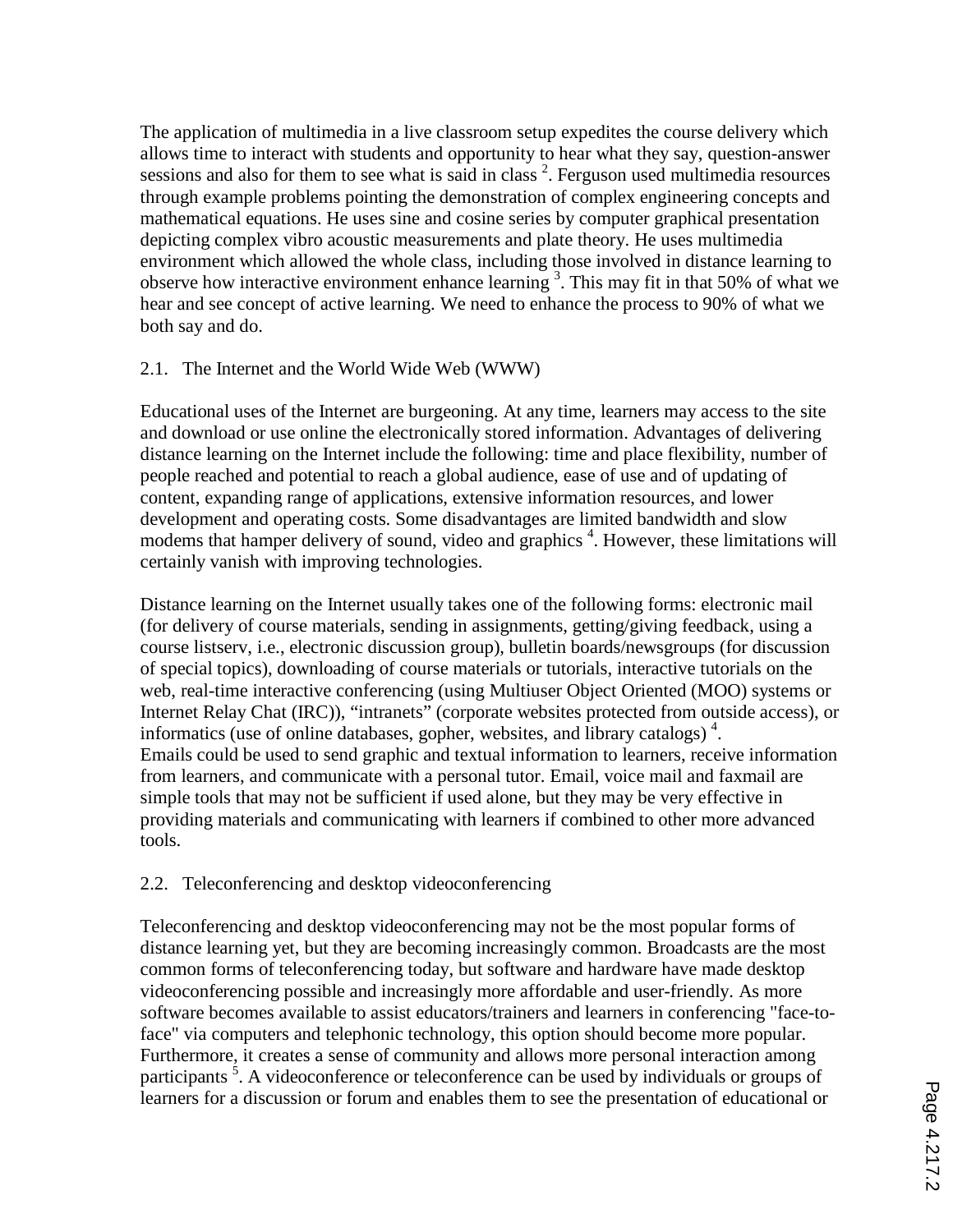The application of multimedia in a live classroom setup expedites the course delivery which allows time to interact with students and opportunity to hear what they say, question-answer sessions and also for them to see what is said in class [2]. Ferguson used multimedia resources through example problems pointing the demonstration of complex engineering concepts and mathematical equations. He uses sine and cosine series by computer graphical presentation depicting complex vibro acoustic measurements and plate theory. He uses multimedia environment which allowed the whole class, including those involved in distance learning to observe how interactive environment enhance learning [3]. This may fit in that 50% of what we hear and see concept of active learning. We need to enhance the process to 90% of what we both say and do.

## 2.1. The Internet and the World Wide Web (WWW)

Educational uses of the Internet are burgeoning. At any time, learners may access to the site and download or use online the electronically stored information. Advantages of delivering distance learning on the Internet include the following: time and place flexibility, number of people reached and potential to reach a global audience, ease of use and of updating of content, expanding range of applications, extensive information resources, and lower development and operating costs. Some disadvantages are limited bandwidth and slow modems that hamper delivery of sound, video and graphics [4]. However, these limitations will certainly vanish with improving technologies.

Distance learning on the Internet usually takes one of the following forms: electronic mail (for delivery of course materials, sending in assignments, getting/giving feedback, using a course listserv, i.e., electronic discussion group), bulletin boards/newsgroups (for discussion of special topics), downloading of course materials or tutorials, interactive tutorials on the web, real-time interactive conferencing (using Multiuser Object Oriented (MOO) systems or Internet Relay Chat (IRC)), "intranets" (corporate websites protected from outside access), or informatics (use of online databases, gopher, websites, and library catalogs) [4].
Emails could be used to send graphic and textual information to learners, receive information from learners, and communicate with a personal tutor. Email, voice mail and faxmail are simple tools that may not be sufficient if used alone, but they may be very effective in providing materials and communicating with learners if combined to other more advanced tools.

## 2.2. Teleconferencing and desktop videoconferencing

Teleconferencing and desktop videoconferencing may not be the most popular forms of distance learning yet, but they are becoming increasingly common. Broadcasts are the most common forms of teleconferencing today, but software and hardware have made desktop videoconferencing possible and increasingly more affordable and user-friendly. As more software becomes available to assist educators/trainers and learners in conferencing "face-to-face" via computers and telephonic technology, this option should become more popular. Furthermore, it creates a sense of community and allows more personal interaction among participants [5]. A videoconference or teleconference can be used by individuals or groups of learners for a discussion or forum and enables them to see the presentation of educational or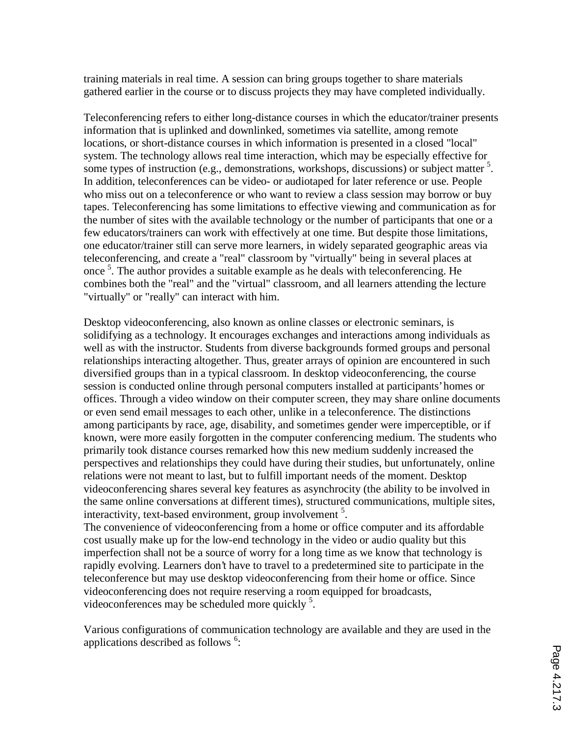training materials in real time. A session can bring groups together to share materials gathered earlier in the course or to discuss projects they may have completed individually.

Teleconferencing refers to either long-distance courses in which the educator/trainer presents information that is uplinked and downlinked, sometimes via satellite, among remote locations, or short-distance courses in which information is presented in a closed "local" system. The technology allows real time interaction, which may be especially effective for some types of instruction (e.g., demonstrations, workshops, discussions) or subject matter [5]. In addition, teleconferences can be video- or audiotaped for later reference or use. People who miss out on a teleconference or who want to review a class session may borrow or buy tapes. Teleconferencing has some limitations to effective viewing and communication as for the number of sites with the available technology or the number of participants that one or a few educators/trainers can work with effectively at one time. But despite those limitations, one educator/trainer still can serve more learners, in widely separated geographic areas via teleconferencing, and create a "real" classroom by "virtually" being in several places at once [5]. The author provides a suitable example as he deals with teleconferencing. He combines both the "real" and the "virtual" classroom, and all learners attending the lecture "virtually" or "really" can interact with him.

Desktop videoconferencing, also known as online classes or electronic seminars, is solidifying as a technology. It encourages exchanges and interactions among individuals as well as with the instructor. Students from diverse backgrounds formed groups and personal relationships interacting altogether. Thus, greater arrays of opinion are encountered in such diversified groups than in a typical classroom. In desktop videoconferencing, the course session is conducted online through personal computers installed at participants' homes or offices. Through a video window on their computer screen, they may share online documents or even send email messages to each other, unlike in a teleconference. The distinctions among participants by race, age, disability, and sometimes gender were imperceptible, or if known, were more easily forgotten in the computer conferencing medium. The students who primarily took distance courses remarked how this new medium suddenly increased the perspectives and relationships they could have during their studies, but unfortunately, online relations were not meant to last, but to fulfill important needs of the moment. Desktop videoconferencing shares several key features as asynchrocity (the ability to be involved in the same online conversations at different times), structured communications, multiple sites, interactivity, text-based environment, group involvement [5].
The convenience of videoconferencing from a home or office computer and its affordable cost usually make up for the low-end technology in the video or audio quality but this imperfection shall not be a source of worry for a long time as we know that technology is rapidly evolving. Learners don't have to travel to a predetermined site to participate in the teleconference but may use desktop videoconferencing from their home or office. Since videoconferencing does not require reserving a room equipped for broadcasts, videoconferences may be scheduled more quickly [5].

Various configurations of communication technology are available and they are used in the applications described as follows [6]: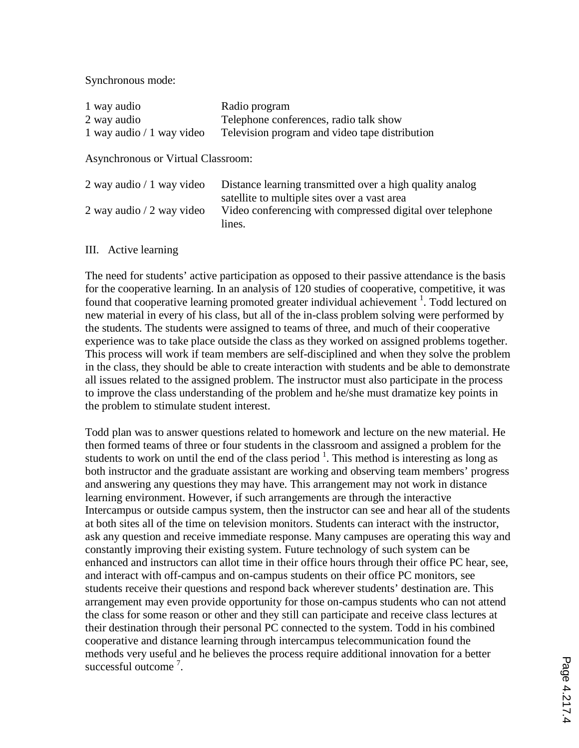Synchronous mode:

| | |
|---|---|
| 1 way audio | Radio program |
| 2 way audio | Telephone conferences, radio talk show |
| 1 way audio / 1 way video | Television program and video tape distribution |

Asynchronous or Virtual Classroom:

| | |
|---|---|
| 2 way audio / 1 way video | Distance learning transmitted over a high quality analog satellite to multiple sites over a vast area |
| 2 way audio / 2 way video | Video conferencing with compressed digital over telephone lines. |

## III. Active learning

The need for students' active participation as opposed to their passive attendance is the basis for the cooperative learning. In an analysis of 120 studies of cooperative, competitive, it was found that cooperative learning promoted greater individual achievement [1]. Todd lectured on new material in every of his class, but all of the in-class problem solving were performed by the students. The students were assigned to teams of three, and much of their cooperative experience was to take place outside the class as they worked on assigned problems together. This process will work if team members are self-disciplined and when they solve the problem in the class, they should be able to create interaction with students and be able to demonstrate all issues related to the assigned problem. The instructor must also participate in the process to improve the class understanding of the problem and he/she must dramatize key points in the problem to stimulate student interest.

Todd plan was to answer questions related to homework and lecture on the new material. He then formed teams of three or four students in the classroom and assigned a problem for the students to work on until the end of the class period [1]. This method is interesting as long as both instructor and the graduate assistant are working and observing team members' progress and answering any questions they may have. This arrangement may not work in distance learning environment. However, if such arrangements are through the interactive Intercampus or outside campus system, then the instructor can see and hear all of the students at both sites all of the time on television monitors. Students can interact with the instructor, ask any question and receive immediate response. Many campuses are operating this way and constantly improving their existing system. Future technology of such system can be enhanced and instructors can allot time in their office hours through their office PC hear, see, and interact with off-campus and on-campus students on their office PC monitors, see students receive their questions and respond back wherever students' destination are. This arrangement may even provide opportunity for those on-campus students who can not attend the class for some reason or other and they still can participate and receive class lectures at their destination through their personal PC connected to the system. Todd in his combined cooperative and distance learning through intercampus telecommunication found the methods very useful and he believes the process require additional innovation for a better successful outcome [7].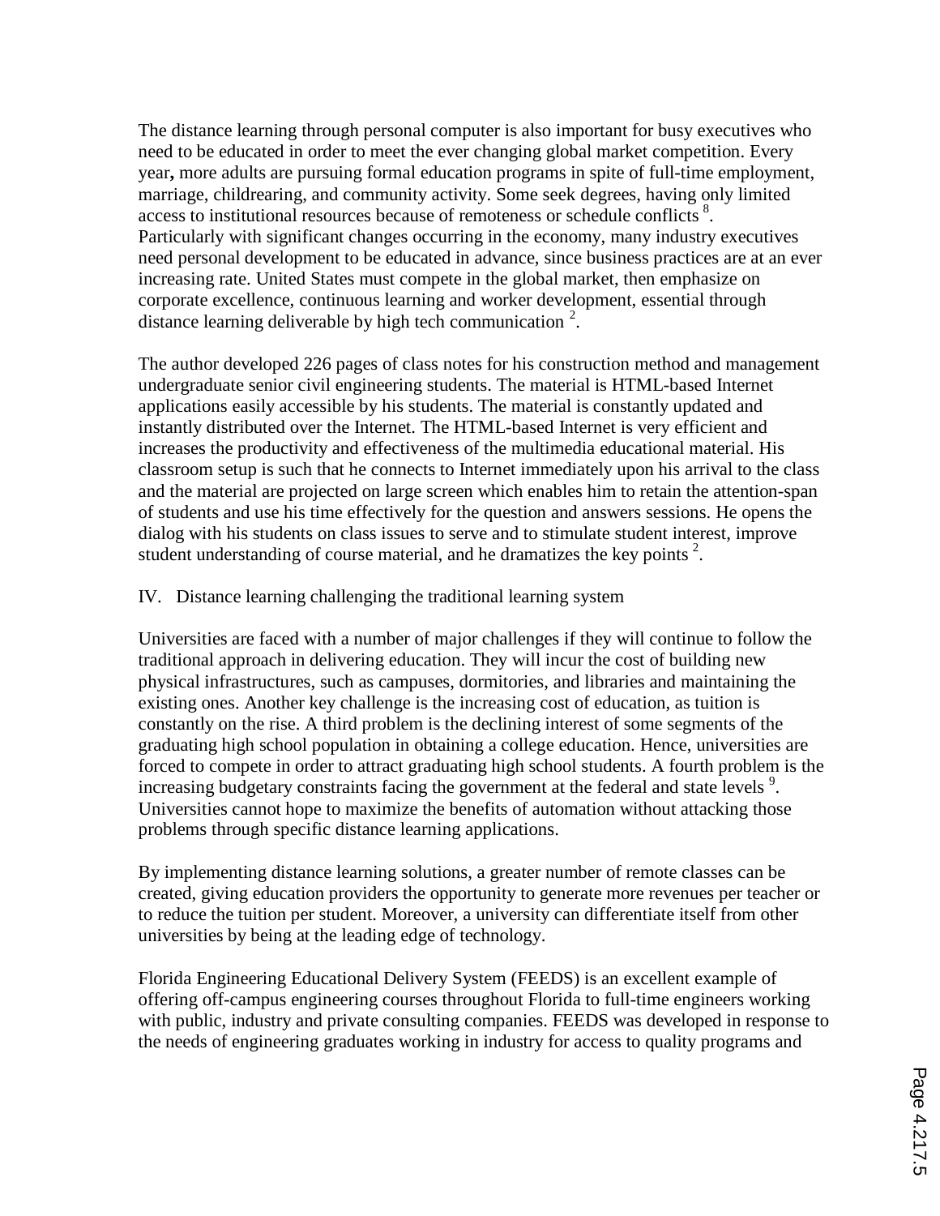The distance learning through personal computer is also important for busy executives who need to be educated in order to meet the ever changing global market competition. Every year**,** more adults are pursuing formal education programs in spite of full-time employment, marriage, childrearing, and community activity. Some seek degrees, having only limited access to institutional resources because of remoteness or schedule conflicts [8]. Particularly with significant changes occurring in the economy, many industry executives need personal development to be educated in advance, since business practices are at an ever increasing rate. United States must compete in the global market, then emphasize on corporate excellence, continuous learning and worker development, essential through distance learning deliverable by high tech communication [2].

The author developed 226 pages of class notes for his construction method and management undergraduate senior civil engineering students. The material is HTML-based Internet applications easily accessible by his students. The material is constantly updated and instantly distributed over the Internet. The HTML-based Internet is very efficient and increases the productivity and effectiveness of the multimedia educational material. His classroom setup is such that he connects to Internet immediately upon his arrival to the class and the material are projected on large screen which enables him to retain the attention-span of students and use his time effectively for the question and answers sessions. He opens the dialog with his students on class issues to serve and to stimulate student interest, improve student understanding of course material, and he dramatizes the key points [2].

## IV. Distance learning challenging the traditional learning system

Universities are faced with a number of major challenges if they will continue to follow the traditional approach in delivering education. They will incur the cost of building new physical infrastructures, such as campuses, dormitories, and libraries and maintaining the existing ones. Another key challenge is the increasing cost of education, as tuition is constantly on the rise. A third problem is the declining interest of some segments of the graduating high school population in obtaining a college education. Hence, universities are forced to compete in order to attract graduating high school students. A fourth problem is the increasing budgetary constraints facing the government at the federal and state levels [9]. Universities cannot hope to maximize the benefits of automation without attacking those problems through specific distance learning applications.

By implementing distance learning solutions, a greater number of remote classes can be created, giving education providers the opportunity to generate more revenues per teacher or to reduce the tuition per student. Moreover, a university can differentiate itself from other universities by being at the leading edge of technology.

Florida Engineering Educational Delivery System (FEEDS) is an excellent example of offering off-campus engineering courses throughout Florida to full-time engineers working with public, industry and private consulting companies. FEEDS was developed in response to the needs of engineering graduates working in industry for access to quality programs and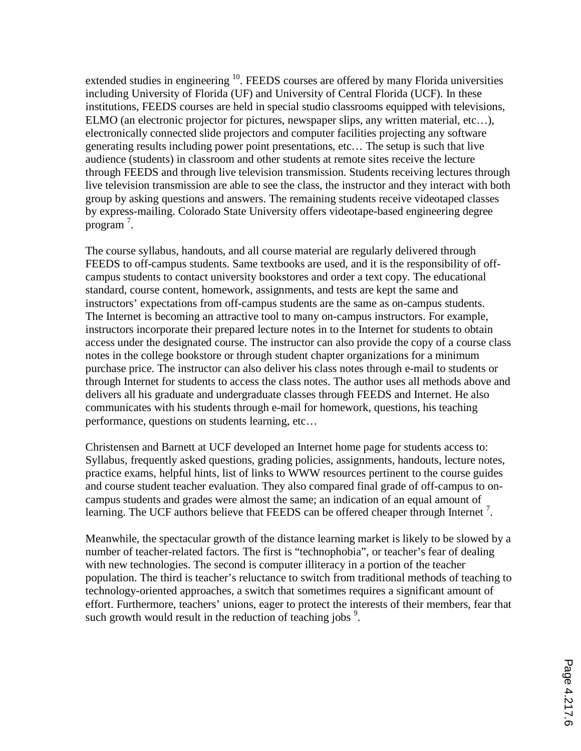extended studies in engineering [10]. FEEDS courses are offered by many Florida universities including University of Florida (UF) and University of Central Florida (UCF). In these institutions, FEEDS courses are held in special studio classrooms equipped with televisions, ELMO (an electronic projector for pictures, newspaper slips, any written material, etc…), electronically connected slide projectors and computer facilities projecting any software generating results including power point presentations, etc… The setup is such that live audience (students) in classroom and other students at remote sites receive the lecture through FEEDS and through live television transmission. Students receiving lectures through live television transmission are able to see the class, the instructor and they interact with both group by asking questions and answers. The remaining students receive videotaped classes by express-mailing. Colorado State University offers videotape-based engineering degree program [7].

The course syllabus, handouts, and all course material are regularly delivered through FEEDS to off-campus students. Same textbooks are used, and it is the responsibility of off-campus students to contact university bookstores and order a text copy. The educational standard, course content, homework, assignments, and tests are kept the same and instructors' expectations from off-campus students are the same as on-campus students. The Internet is becoming an attractive tool to many on-campus instructors. For example, instructors incorporate their prepared lecture notes in to the Internet for students to obtain access under the designated course. The instructor can also provide the copy of a course class notes in the college bookstore or through student chapter organizations for a minimum purchase price. The instructor can also deliver his class notes through e-mail to students or through Internet for students to access the class notes. The author uses all methods above and delivers all his graduate and undergraduate classes through FEEDS and Internet. He also communicates with his students through e-mail for homework, questions, his teaching performance, questions on students learning, etc…

Christensen and Barnett at UCF developed an Internet home page for students access to: Syllabus, frequently asked questions, grading policies, assignments, handouts, lecture notes, practice exams, helpful hints, list of links to WWW resources pertinent to the course guides and course student teacher evaluation. They also compared final grade of off-campus to on-campus students and grades were almost the same; an indication of an equal amount of learning. The UCF authors believe that FEEDS can be offered cheaper through Internet [7].

Meanwhile, the spectacular growth of the distance learning market is likely to be slowed by a number of teacher-related factors. The first is "technophobia", or teacher's fear of dealing with new technologies. The second is computer illiteracy in a portion of the teacher population. The third is teacher's reluctance to switch from traditional methods of teaching to technology-oriented approaches, a switch that sometimes requires a significant amount of effort. Furthermore, teachers' unions, eager to protect the interests of their members, fear that such growth would result in the reduction of teaching jobs [9].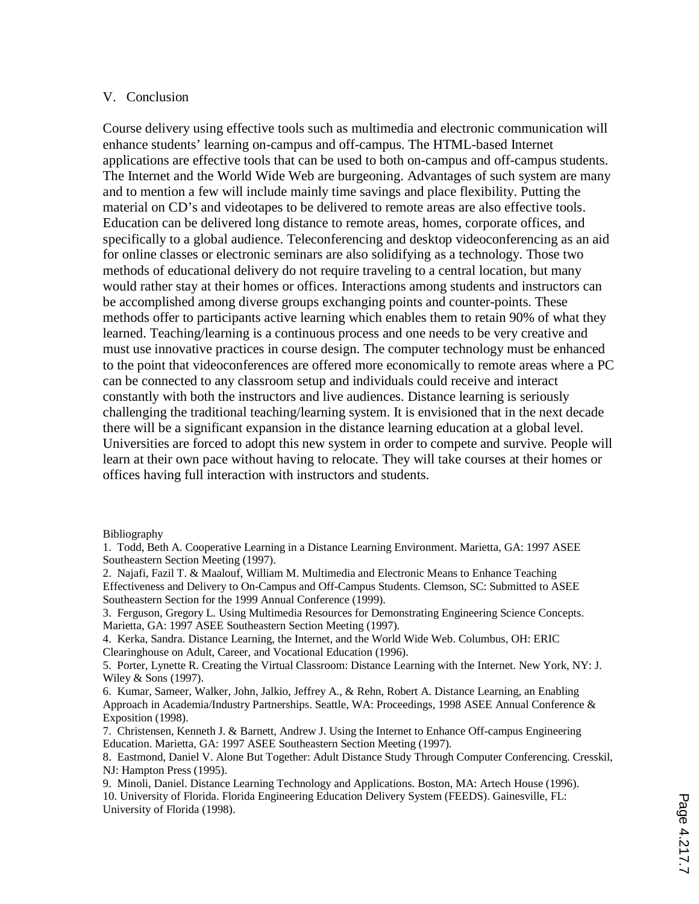## V. Conclusion

Course delivery using effective tools such as multimedia and electronic communication will enhance students' learning on-campus and off-campus. The HTML-based Internet applications are effective tools that can be used to both on-campus and off-campus students. The Internet and the World Wide Web are burgeoning. Advantages of such system are many and to mention a few will include mainly time savings and place flexibility. Putting the material on CD's and videotapes to be delivered to remote areas are also effective tools. Education can be delivered long distance to remote areas, homes, corporate offices, and specifically to a global audience. Teleconferencing and desktop videoconferencing as an aid for online classes or electronic seminars are also solidifying as a technology. Those two methods of educational delivery do not require traveling to a central location, but many would rather stay at their homes or offices. Interactions among students and instructors can be accomplished among diverse groups exchanging points and counter-points. These methods offer to participants active learning which enables them to retain 90% of what they learned. Teaching/learning is a continuous process and one needs to be very creative and must use innovative practices in course design. The computer technology must be enhanced to the point that videoconferences are offered more economically to remote areas where a PC can be connected to any classroom setup and individuals could receive and interact constantly with both the instructors and live audiences. Distance learning is seriously challenging the traditional teaching/learning system. It is envisioned that in the next decade there will be a significant expansion in the distance learning education at a global level. Universities are forced to adopt this new system in order to compete and survive. People will learn at their own pace without having to relocate. They will take courses at their homes or offices having full interaction with instructors and students.

Bibliography

1. Todd, Beth A. Cooperative Learning in a Distance Learning Environment. Marietta, GA: 1997 ASEE Southeastern Section Meeting (1997).
2. Najafi, Fazil T. & Maalouf, William M. Multimedia and Electronic Means to Enhance Teaching Effectiveness and Delivery to On-Campus and Off-Campus Students. Clemson, SC: Submitted to ASEE Southeastern Section for the 1999 Annual Conference (1999).
3. Ferguson, Gregory L. Using Multimedia Resources for Demonstrating Engineering Science Concepts. Marietta, GA: 1997 ASEE Southeastern Section Meeting (1997).
4. Kerka, Sandra. Distance Learning, the Internet, and the World Wide Web. Columbus, OH: ERIC Clearinghouse on Adult, Career, and Vocational Education (1996).
5. Porter, Lynette R. Creating the Virtual Classroom: Distance Learning with the Internet. New York, NY: J. Wiley & Sons (1997).
6. Kumar, Sameer, Walker, John, Jalkio, Jeffrey A., & Rehn, Robert A. Distance Learning, an Enabling Approach in Academia/Industry Partnerships. Seattle, WA: Proceedings, 1998 ASEE Annual Conference & Exposition (1998).
7. Christensen, Kenneth J. & Barnett, Andrew J. Using the Internet to Enhance Off-campus Engineering Education. Marietta, GA: 1997 ASEE Southeastern Section Meeting (1997).
8. Eastmond, Daniel V. Alone But Together: Adult Distance Study Through Computer Conferencing. Cresskil, NJ: Hampton Press (1995).
9. Minoli, Daniel. Distance Learning Technology and Applications. Boston, MA: Artech House (1996).
10. University of Florida. Florida Engineering Education Delivery System (FEEDS). Gainesville, FL: University of Florida (1998).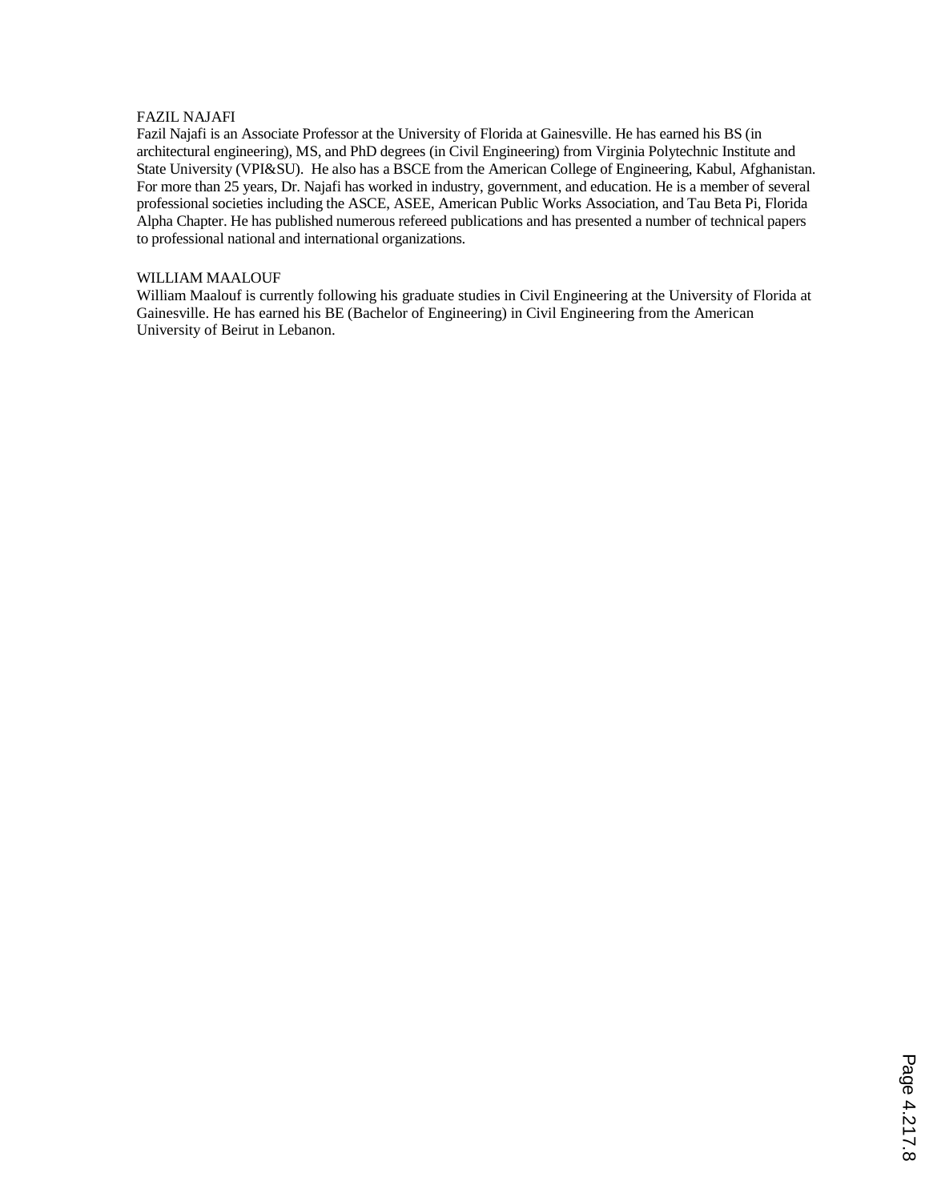FAZIL NAJAFI

Fazil Najafi is an Associate Professor at the University of Florida at Gainesville. He has earned his BS (in architectural engineering), MS, and PhD degrees (in Civil Engineering) from Virginia Polytechnic Institute and State University (VPI&SU). He also has a BSCE from the American College of Engineering, Kabul, Afghanistan. For more than 25 years, Dr. Najafi has worked in industry, government, and education. He is a member of several professional societies including the ASCE, ASEE, American Public Works Association, and Tau Beta Pi, Florida Alpha Chapter. He has published numerous refereed publications and has presented a number of technical papers to professional national and international organizations.

WILLIAM MAALOUF

William Maalouf is currently following his graduate studies in Civil Engineering at the University of Florida at Gainesville. He has earned his BE (Bachelor of Engineering) in Civil Engineering from the American University of Beirut in Lebanon.